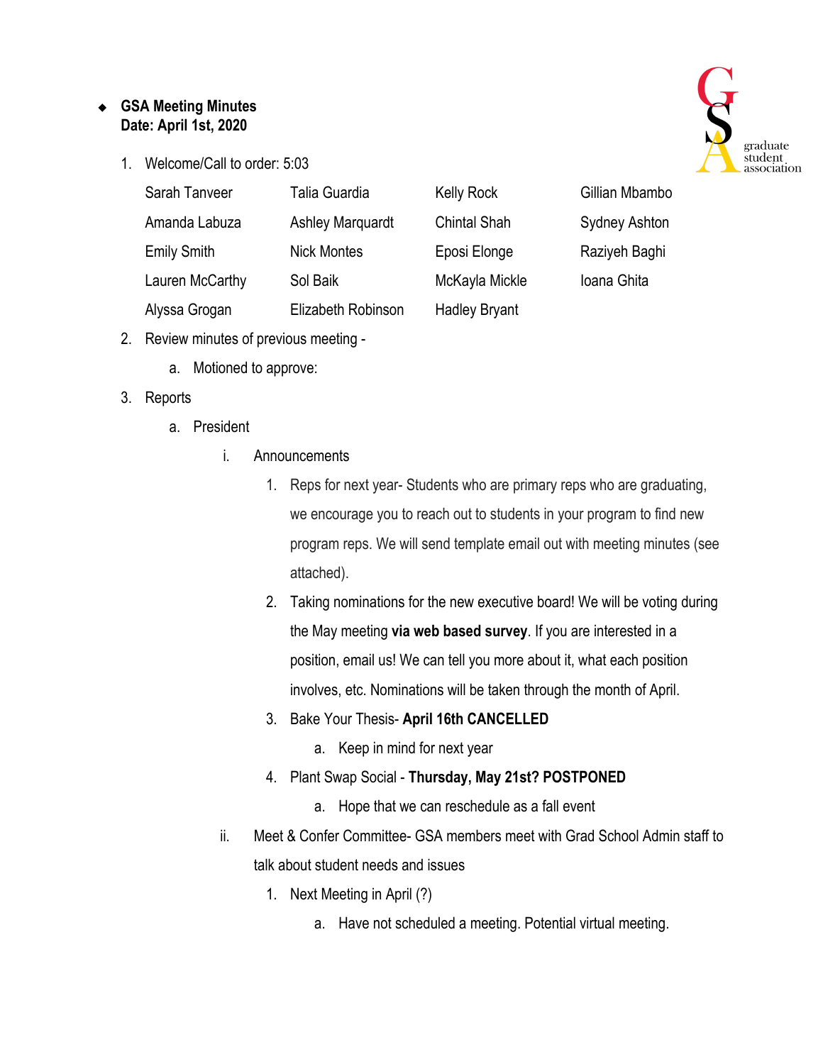- **GSA Meeting Minutes**
  **Date: April 1st, 2020**

1. Welcome/Call to order: 5:03

| | | | |
|---|---|---|---|
| Sarah Tanveer | Talia Guardia | Kelly Rock | Gillian Mbambo |
| Amanda Labuza | Ashley Marquardt | Chintal Shah | Sydney Ashton |
| Emily Smith | Nick Montes | Eposi Elonge | Raziyeh Baghi |
| Lauren McCarthy | Sol Baik | McKayla Mickle | Ioana Ghita |
| Alyssa Grogan | Elizabeth Robinson | Hadley Bryant | |

2. Review minutes of previous meeting -
   a. Motioned to approve:
3. Reports
   a. President
      i. Announcements
         1. Reps for next year- Students who are primary reps who are graduating, we encourage you to reach out to students in your program to find new program reps. We will send template email out with meeting minutes (see attached).
         2. Taking nominations for the new executive board! We will be voting during the May meeting **via web based survey**. If you are interested in a position, email us! We can tell you more about it, what each position involves, etc. Nominations will be taken through the month of April.
         3. Bake Your Thesis- **April 16th CANCELLED**
            a. Keep in mind for next year
         4. Plant Swap Social - **Thursday, May 21st? POSTPONED**
            a. Hope that we can reschedule as a fall event
      ii. Meet & Confer Committee- GSA members meet with Grad School Admin staff to talk about student needs and issues
         1. Next Meeting in April (?)
            a. Have not scheduled a meeting. Potential virtual meeting.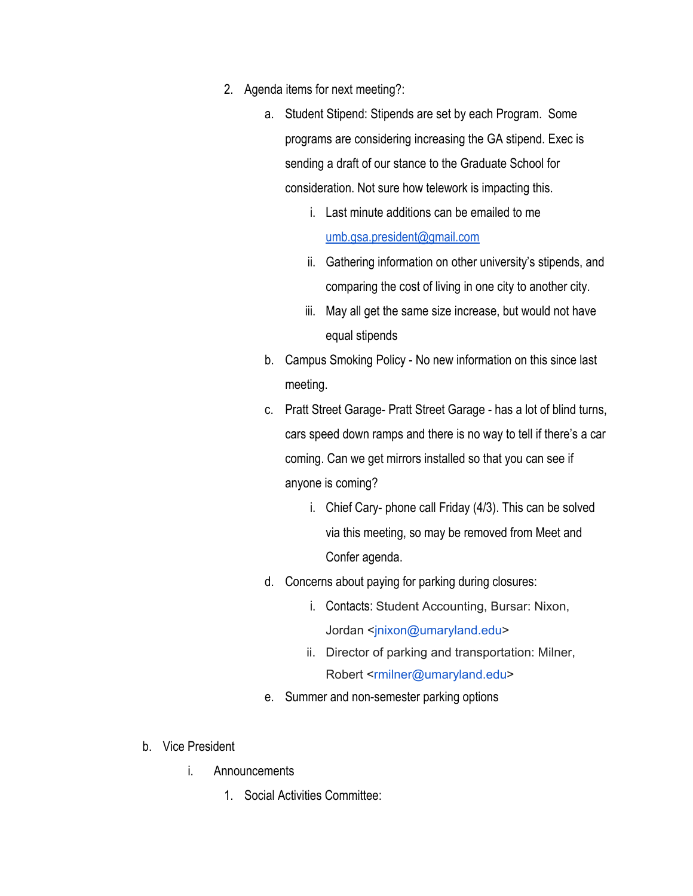2. Agenda items for next meeting?:
    a. Student Stipend: Stipends are set by each Program.  Some programs are considering increasing the GA stipend. Exec is sending a draft of our stance to the Graduate School for consideration. Not sure how telework is impacting this.
        i. Last minute additions can be emailed to me umb.gsa.president@gmail.com
        ii. Gathering information on other university's stipends, and comparing the cost of living in one city to another city.
        iii. May all get the same size increase, but would not have equal stipends
    b. Campus Smoking Policy - No new information on this since last meeting.
    c. Pratt Street Garage- Pratt Street Garage - has a lot of blind turns, cars speed down ramps and there is no way to tell if there's a car coming. Can we get mirrors installed so that you can see if anyone is coming?
        i. Chief Cary- phone call Friday (4/3). This can be solved via this meeting, so may be removed from Meet and Confer agenda.
    d. Concerns about paying for parking during closures:
        i. Contacts: Student Accounting, Bursar: Nixon, Jordan <jnixon@umaryland.edu>
        ii. Director of parking and transportation: Milner, Robert <rmilner@umaryland.edu>
    e. Summer and non-semester parking options

b. Vice President
    i. Announcements
        1. Social Activities Committee: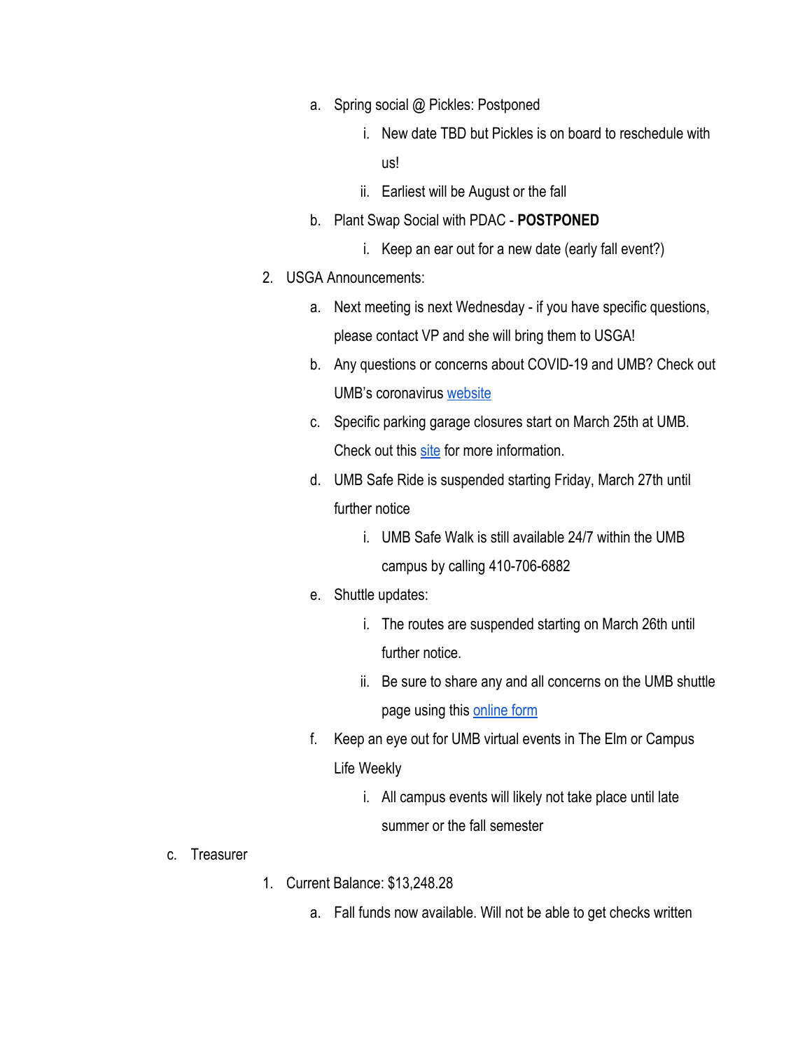a. Spring social @ Pickles: Postponed
            i. New date TBD but Pickles is on board to reschedule with us!
            ii. Earliest will be August or the fall
        b. Plant Swap Social with PDAC - **POSTPONED**
            i. Keep an ear out for a new date (early fall event?)
    2. USGA Announcements:
        a. Next meeting is next Wednesday - if you have specific questions, please contact VP and she will bring them to USGA!
        b. Any questions or concerns about COVID-19 and UMB? Check out UMB's coronavirus website
        c. Specific parking garage closures start on March 25th at UMB. Check out this site for more information.
        d. UMB Safe Ride is suspended starting Friday, March 27th until further notice
            i. UMB Safe Walk is still available 24/7 within the UMB campus by calling 410-706-6882
        e. Shuttle updates:
            i. The routes are suspended starting on March 26th until further notice.
            ii. Be sure to share any and all concerns on the UMB shuttle page using this online form
        f. Keep an eye out for UMB virtual events in The Elm or Campus Life Weekly
            i. All campus events will likely not take place until late summer or the fall semester

c. Treasurer
    1. Current Balance: $13,248.28
        a. Fall funds now available. Will not be able to get checks written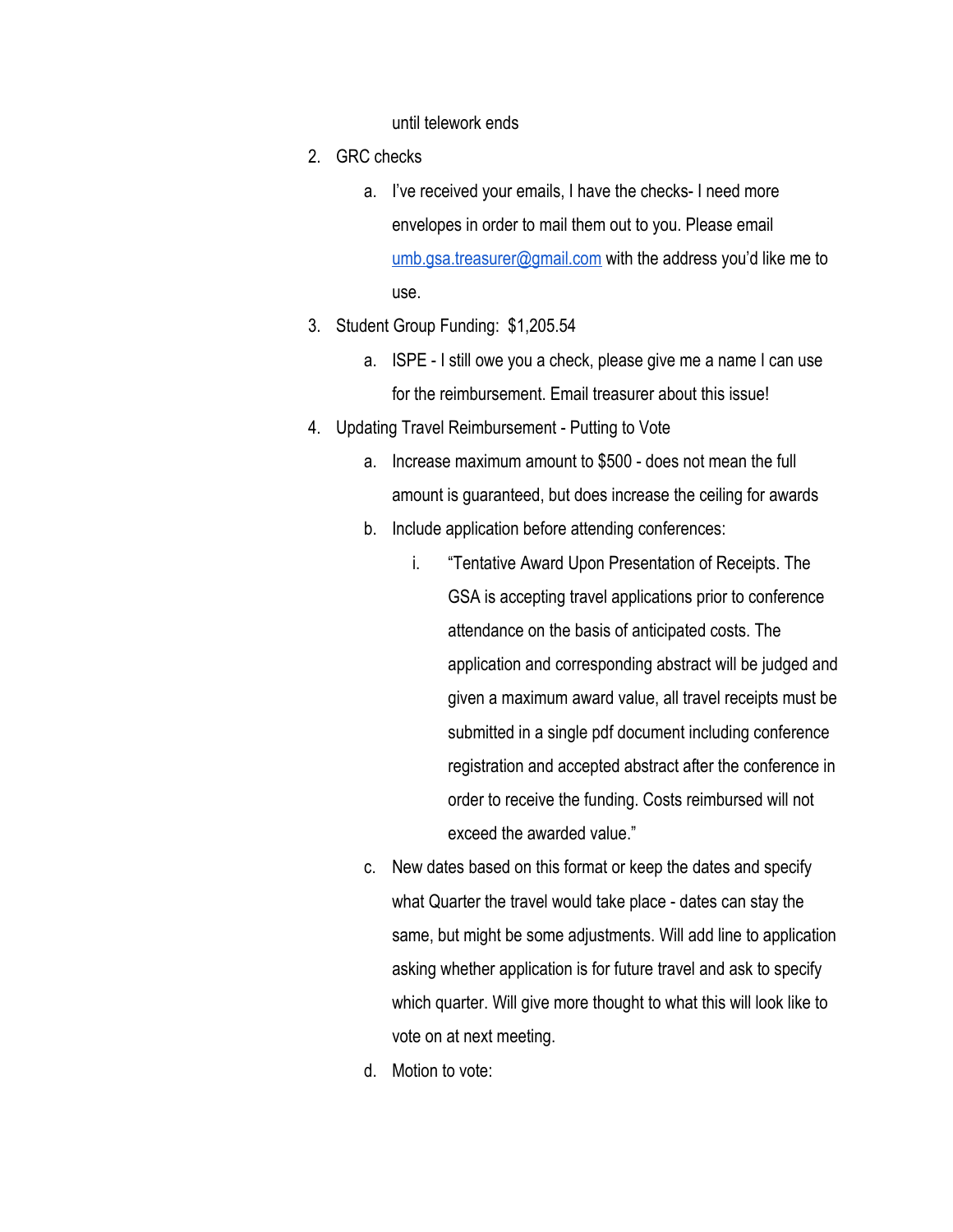until telework ends

2. GRC checks
    a. I've received your emails, I have the checks- I need more envelopes in order to mail them out to you. Please email [umb.gsa.treasurer@gmail.com](mailto:umb.gsa.treasurer@gmail.com) with the address you'd like me to use.
3. Student Group Funding:  $1,205.54
    a. ISPE - I still owe you a check, please give me a name I can use for the reimbursement. Email treasurer about this issue!
4. Updating Travel Reimbursement - Putting to Vote
    a. Increase maximum amount to $500 - does not mean the full amount is guaranteed, but does increase the ceiling for awards
    b. Include application before attending conferences:
        i. "Tentative Award Upon Presentation of Receipts. The GSA is accepting travel applications prior to conference attendance on the basis of anticipated costs. The application and corresponding abstract will be judged and given a maximum award value, all travel receipts must be submitted in a single pdf document including conference registration and accepted abstract after the conference in order to receive the funding. Costs reimbursed will not exceed the awarded value."
    c. New dates based on this format or keep the dates and specify what Quarter the travel would take place - dates can stay the same, but might be some adjustments. Will add line to application asking whether application is for future travel and ask to specify which quarter. Will give more thought to what this will look like to vote on at next meeting.
    d. Motion to vote: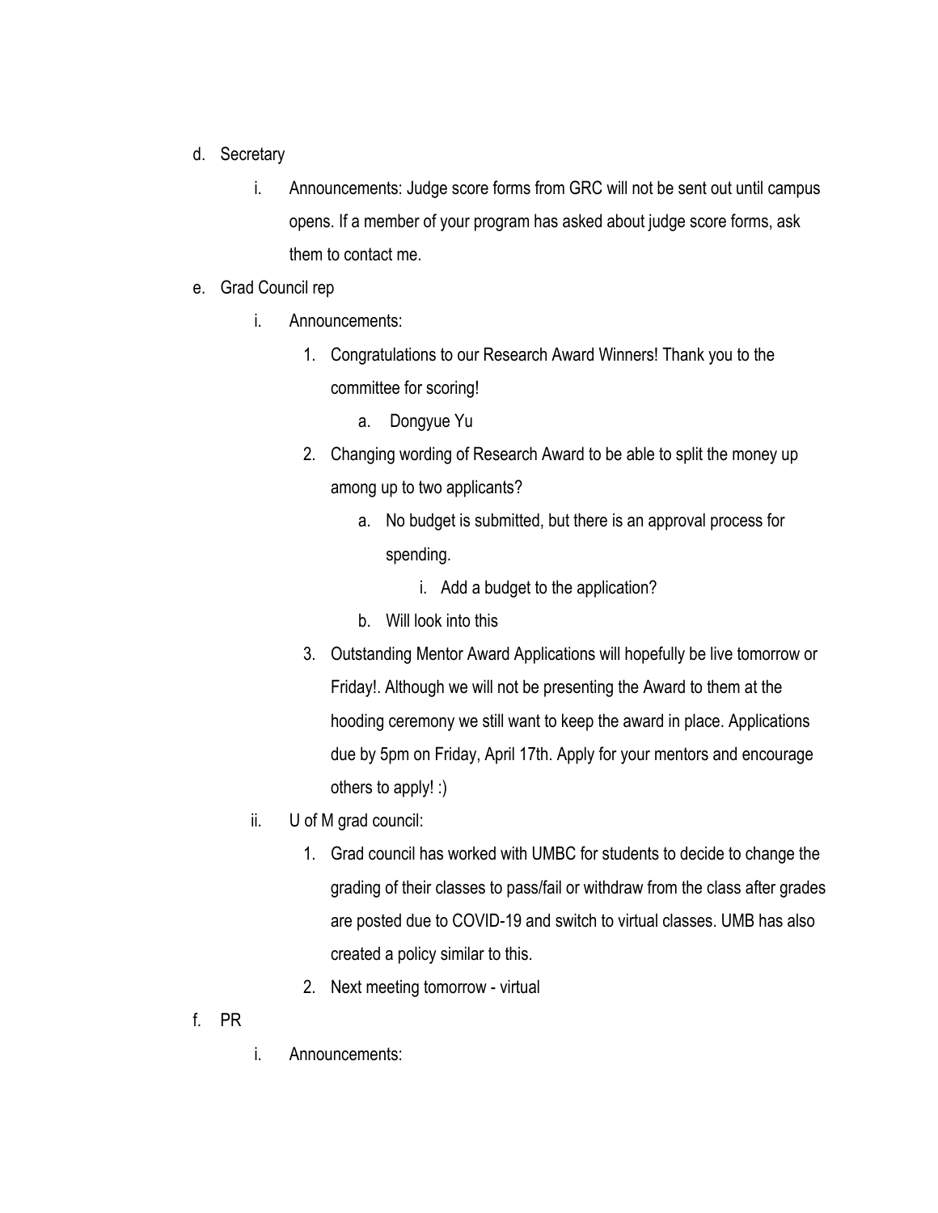d. Secretary

    i. Announcements: Judge score forms from GRC will not be sent out until campus opens. If a member of your program has asked about judge score forms, ask them to contact me.

e. Grad Council rep

    i. Announcements:

        1. Congratulations to our Research Award Winners! Thank you to the committee for scoring!

            a. Dongyue Yu

        2. Changing wording of Research Award to be able to split the money up among up to two applicants?

            a. No budget is submitted, but there is an approval process for spending.

                i. Add a budget to the application?

            b. Will look into this

        3. Outstanding Mentor Award Applications will hopefully be live tomorrow or Friday!. Although we will not be presenting the Award to them at the hooding ceremony we still want to keep the award in place. Applications due by 5pm on Friday, April 17th. Apply for your mentors and encourage others to apply! :)

    ii. U of M grad council:

        1. Grad council has worked with UMBC for students to decide to change the grading of their classes to pass/fail or withdraw from the class after grades are posted due to COVID-19 and switch to virtual classes. UMB has also created a policy similar to this.

        2. Next meeting tomorrow - virtual

f. PR

    i. Announcements: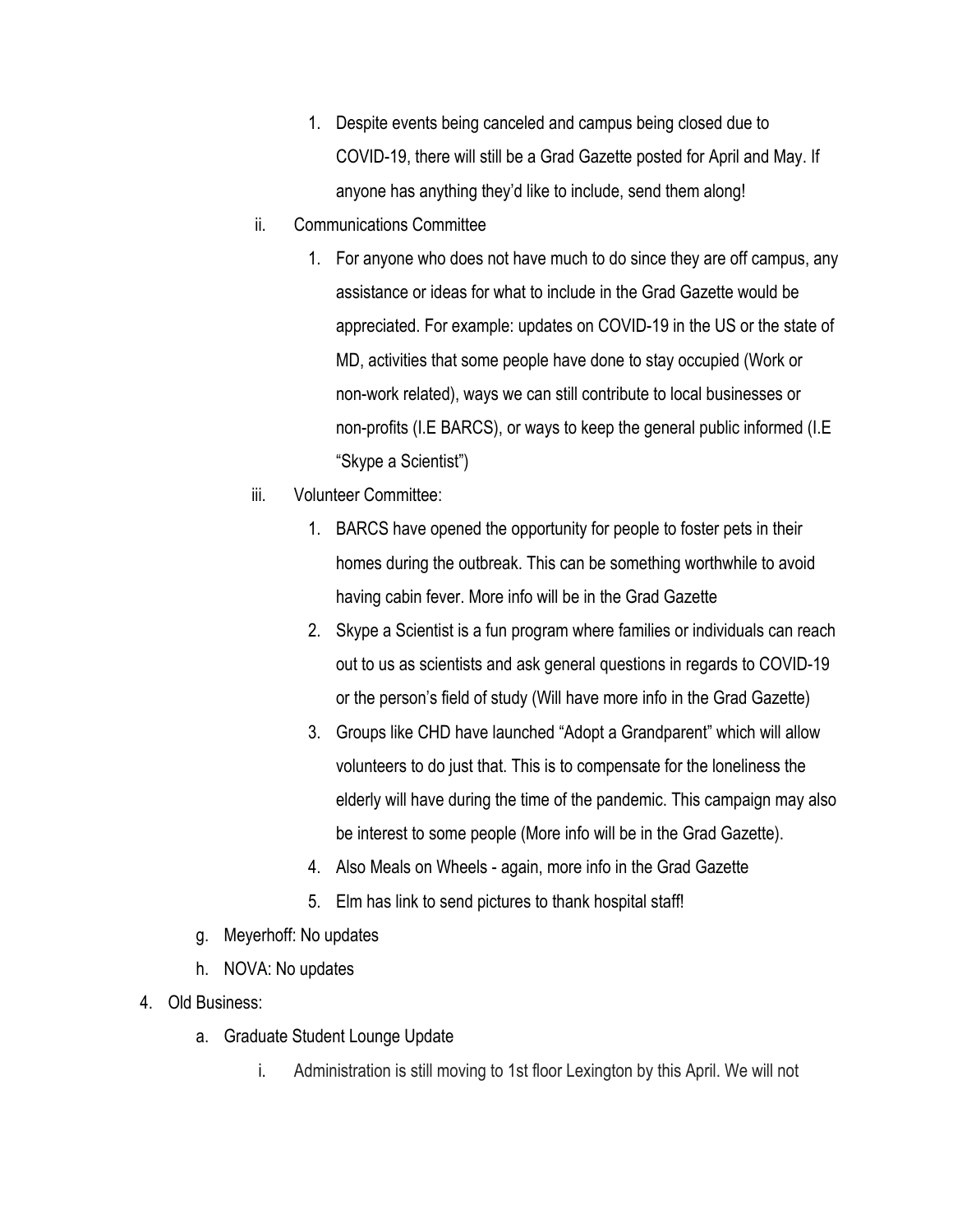1. Despite events being canceled and campus being closed due to COVID-19, there will still be a Grad Gazette posted for April and May. If anyone has anything they'd like to include, send them along!

ii. Communications Committee

1. For anyone who does not have much to do since they are off campus, any assistance or ideas for what to include in the Grad Gazette would be appreciated. For example: updates on COVID-19 in the US or the state of MD, activities that some people have done to stay occupied (Work or non-work related), ways we can still contribute to local businesses or non-profits (I.E BARCS), or ways to keep the general public informed (I.E "Skype a Scientist")

iii. Volunteer Committee:

1. BARCS have opened the opportunity for people to foster pets in their homes during the outbreak. This can be something worthwhile to avoid having cabin fever. More info will be in the Grad Gazette
2. Skype a Scientist is a fun program where families or individuals can reach out to us as scientists and ask general questions in regards to COVID-19 or the person's field of study (Will have more info in the Grad Gazette)
3. Groups like CHD have launched "Adopt a Grandparent" which will allow volunteers to do just that. This is to compensate for the loneliness the elderly will have during the time of the pandemic. This campaign may also be interest to some people (More info will be in the Grad Gazette).
4. Also Meals on Wheels - again, more info in the Grad Gazette
5. Elm has link to send pictures to thank hospital staff!

g. Meyerhoff: No updates

h. NOVA: No updates

4. Old Business:

a. Graduate Student Lounge Update

i. Administration is still moving to 1st floor Lexington by this April. We will not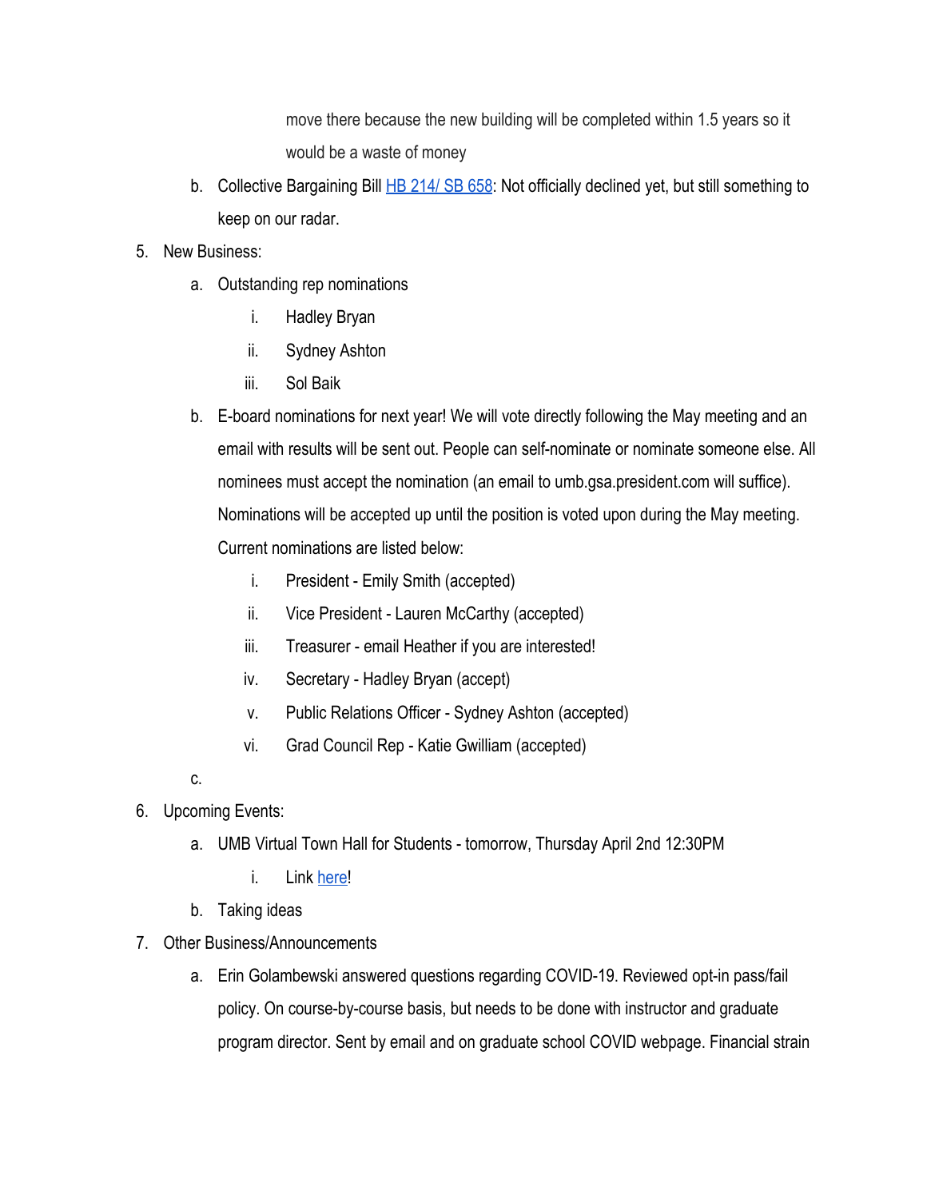move there because the new building will be completed within 1.5 years so it would be a waste of money

   b. Collective Bargaining Bill [HB 214/ SB 658](): Not officially declined yet, but still something to keep on our radar.

5. New Business:
   a. Outstanding rep nominations
      i. Hadley Bryan
      ii. Sydney Ashton
      iii. Sol Baik
   b. E-board nominations for next year! We will vote directly following the May meeting and an email with results will be sent out. People can self-nominate or nominate someone else. All nominees must accept the nomination (an email to umb.gsa.president.com will suffice). Nominations will be accepted up until the position is voted upon during the May meeting. Current nominations are listed below:
      i. President - Emily Smith (accepted)
      ii. Vice President - Lauren McCarthy (accepted)
      iii. Treasurer - email Heather if you are interested!
      iv. Secretary - Hadley Bryan (accept)
      v. Public Relations Officer - Sydney Ashton (accepted)
      vi. Grad Council Rep - Katie Gwilliam (accepted)
   c.
6. Upcoming Events:
   a. UMB Virtual Town Hall for Students - tomorrow, Thursday April 2nd 12:30PM
      i. Link [here]()!
   b. Taking ideas
7. Other Business/Announcements
   a. Erin Golambewski answered questions regarding COVID-19. Reviewed opt-in pass/fail policy. On course-by-course basis, but needs to be done with instructor and graduate program director. Sent by email and on graduate school COVID webpage. Financial strain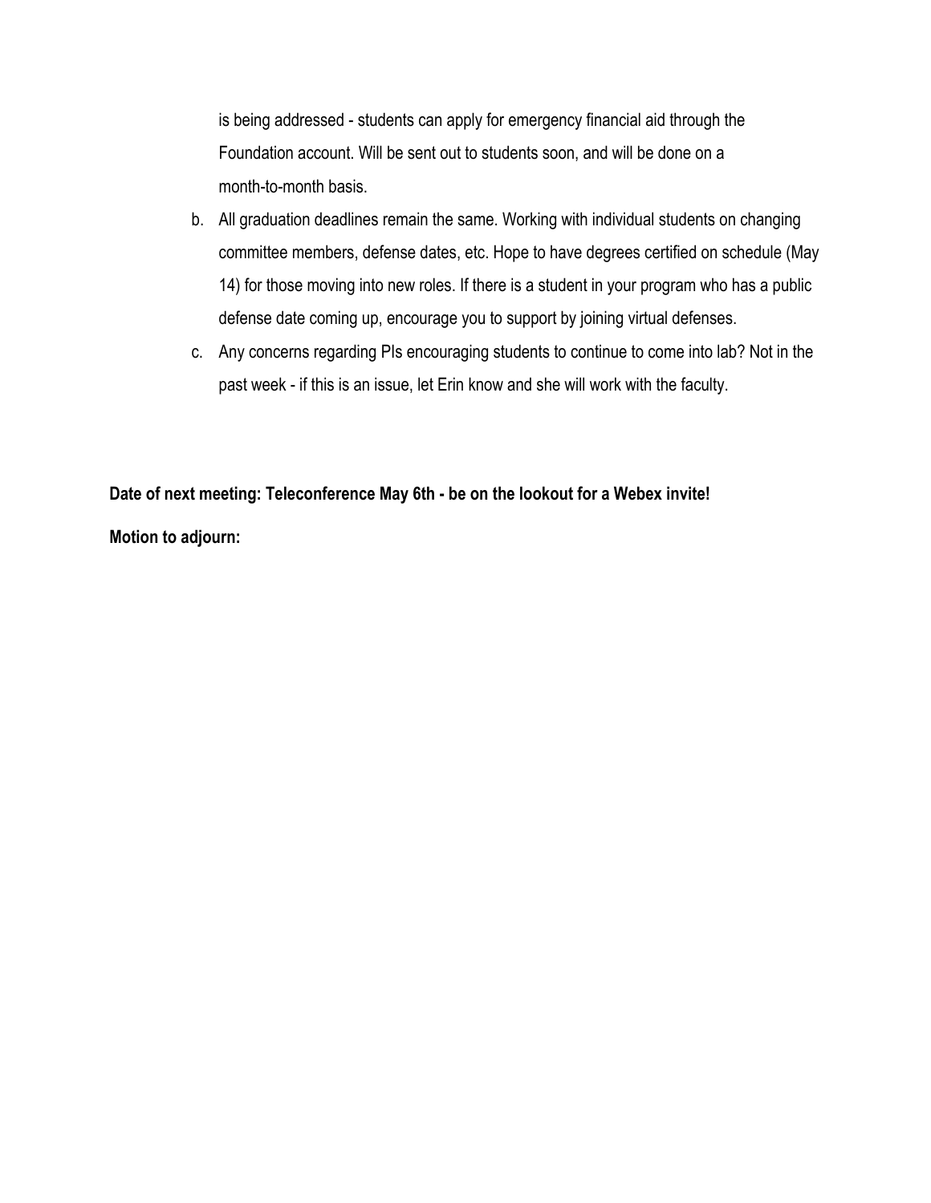is being addressed - students can apply for emergency financial aid through the Foundation account. Will be sent out to students soon, and will be done on a month-to-month basis.

b. All graduation deadlines remain the same. Working with individual students on changing committee members, defense dates, etc. Hope to have degrees certified on schedule (May 14) for those moving into new roles. If there is a student in your program who has a public defense date coming up, encourage you to support by joining virtual defenses.

c. Any concerns regarding PIs encouraging students to continue to come into lab? Not in the past week - if this is an issue, let Erin know and she will work with the faculty.

**Date of next meeting: Teleconference May 6th - be on the lookout for a Webex invite!**

**Motion to adjourn:**